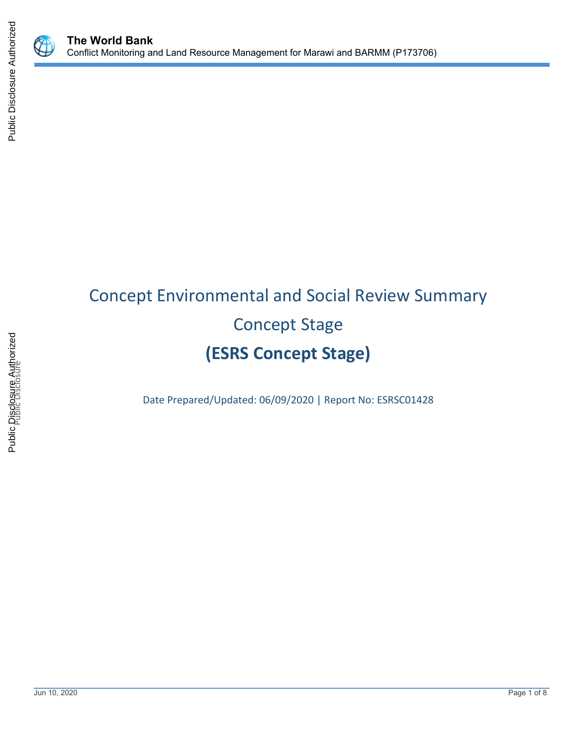# Concept Environmental and Social Review Summary

## Concept Stage

## (ESRS Concept Stage)

Date Prepared/Updated: 06/09/2020 | Report No: ESRSC01428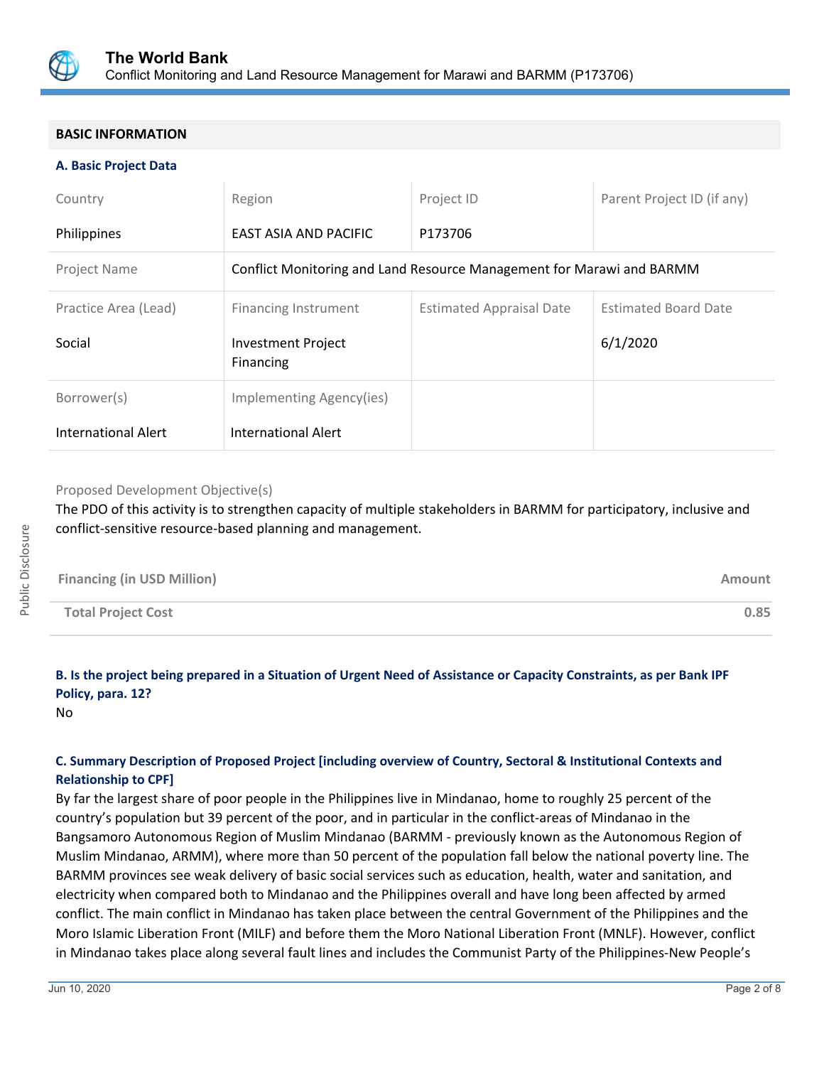## BASIC INFORMATION

### A. Basic Project Data

| Country | Region | Project ID | Parent Project ID (if any) |
|---|---|---|---|
| Philippines | EAST ASIA AND PACIFIC | P173706 | |
| Project Name | Conflict Monitoring and Land Resource Management for Marawi and BARMM | | |
| Practice Area (Lead) | Financing Instrument | Estimated Appraisal Date | Estimated Board Date |
| Social | Investment Project Financing | | 6/1/2020 |
| Borrower(s) | Implementing Agency(ies) | | |
| International Alert | International Alert | | |

Proposed Development Objective(s)

The PDO of this activity is to strengthen capacity of multiple stakeholders in BARMM for participatory, inclusive and conflict-sensitive resource-based planning and management.

| Financing (in USD Million) | Amount |
|---|---|
| Total Project Cost | 0.85 |

### B. Is the project being prepared in a Situation of Urgent Need of Assistance or Capacity Constraints, as per Bank IPF Policy, para. 12?

No

### C. Summary Description of Proposed Project [including overview of Country, Sectoral & Institutional Contexts and Relationship to CPF]

By far the largest share of poor people in the Philippines live in Mindanao, home to roughly 25 percent of the country's population but 39 percent of the poor, and in particular in the conflict-areas of Mindanao in the Bangsamoro Autonomous Region of Muslim Mindanao (BARMM - previously known as the Autonomous Region of Muslim Mindanao, ARMM), where more than 50 percent of the population fall below the national poverty line. The BARMM provinces see weak delivery of basic social services such as education, health, water and sanitation, and electricity when compared both to Mindanao and the Philippines overall and have long been affected by armed conflict. The main conflict in Mindanao has taken place between the central Government of the Philippines and the Moro Islamic Liberation Front (MILF) and before them the Moro National Liberation Front (MNLF). However, conflict in Mindanao takes place along several fault lines and includes the Communist Party of the Philippines-New People's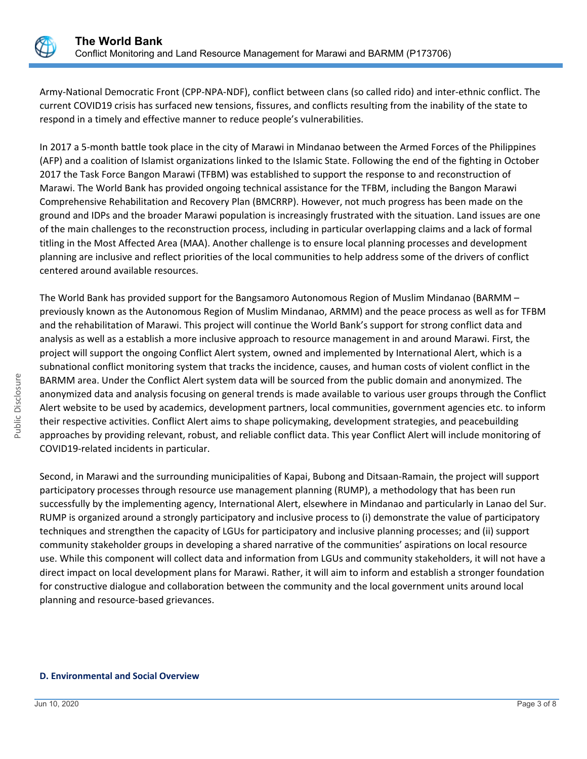Army-National Democratic Front (CPP-NPA-NDF), conflict between clans (so called rido) and inter-ethnic conflict. The current COVID19 crisis has surfaced new tensions, fissures, and conflicts resulting from the inability of the state to respond in a timely and effective manner to reduce people's vulnerabilities.

In 2017 a 5-month battle took place in the city of Marawi in Mindanao between the Armed Forces of the Philippines (AFP) and a coalition of Islamist organizations linked to the Islamic State. Following the end of the fighting in October 2017 the Task Force Bangon Marawi (TFBM) was established to support the response to and reconstruction of Marawi. The World Bank has provided ongoing technical assistance for the TFBM, including the Bangon Marawi Comprehensive Rehabilitation and Recovery Plan (BMCRRP). However, not much progress has been made on the ground and IDPs and the broader Marawi population is increasingly frustrated with the situation. Land issues are one of the main challenges to the reconstruction process, including in particular overlapping claims and a lack of formal titling in the Most Affected Area (MAA). Another challenge is to ensure local planning processes and development planning are inclusive and reflect priorities of the local communities to help address some of the drivers of conflict centered around available resources.

The World Bank has provided support for the Bangsamoro Autonomous Region of Muslim Mindanao (BARMM – previously known as the Autonomous Region of Muslim Mindanao, ARMM) and the peace process as well as for TFBM and the rehabilitation of Marawi. This project will continue the World Bank's support for strong conflict data and analysis as well as a establish a more inclusive approach to resource management in and around Marawi. First, the project will support the ongoing Conflict Alert system, owned and implemented by International Alert, which is a subnational conflict monitoring system that tracks the incidence, causes, and human costs of violent conflict in the BARMM area. Under the Conflict Alert system data will be sourced from the public domain and anonymized. The anonymized data and analysis focusing on general trends is made available to various user groups through the Conflict Alert website to be used by academics, development partners, local communities, government agencies etc. to inform their respective activities. Conflict Alert aims to shape policymaking, development strategies, and peacebuilding approaches by providing relevant, robust, and reliable conflict data. This year Conflict Alert will include monitoring of COVID19-related incidents in particular.

Second, in Marawi and the surrounding municipalities of Kapai, Bubong and Ditsaan-Ramain, the project will support participatory processes through resource use management planning (RUMP), a methodology that has been run successfully by the implementing agency, International Alert, elsewhere in Mindanao and particularly in Lanao del Sur. RUMP is organized around a strongly participatory and inclusive process to (i) demonstrate the value of participatory techniques and strengthen the capacity of LGUs for participatory and inclusive planning processes; and (ii) support community stakeholder groups in developing a shared narrative of the communities' aspirations on local resource use. While this component will collect data and information from LGUs and community stakeholders, it will not have a direct impact on local development plans for Marawi. Rather, it will aim to inform and establish a stronger foundation for constructive dialogue and collaboration between the community and the local government units around local planning and resource-based grievances.

### D. Environmental and Social Overview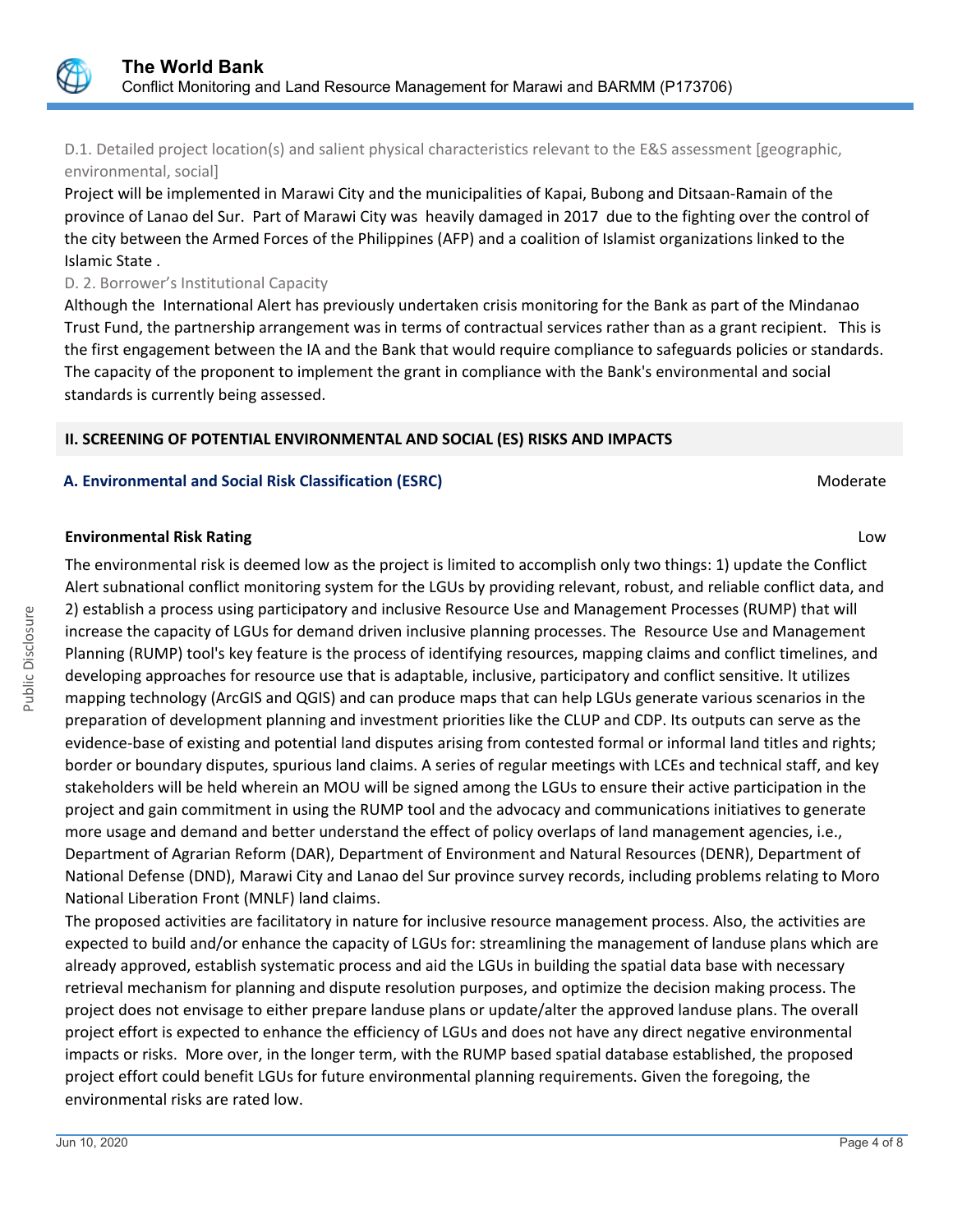D.1. Detailed project location(s) and salient physical characteristics relevant to the E&S assessment [geographic, environmental, social]

Project will be implemented in Marawi City and the municipalities of Kapai, Bubong and Ditsaan-Ramain of the province of Lanao del Sur. Part of Marawi City was heavily damaged in 2017 due to the fighting over the control of the city between the Armed Forces of the Philippines (AFP) and a coalition of Islamist organizations linked to the Islamic State .

D. 2. Borrower's Institutional Capacity

Although the International Alert has previously undertaken crisis monitoring for the Bank as part of the Mindanao Trust Fund, the partnership arrangement was in terms of contractual services rather than as a grant recipient. This is the first engagement between the IA and the Bank that would require compliance to safeguards policies or standards. The capacity of the proponent to implement the grant in compliance with the Bank's environmental and social standards is currently being assessed.

## II. SCREENING OF POTENTIAL ENVIRONMENTAL AND SOCIAL (ES) RISKS AND IMPACTS

### A. Environmental and Social Risk Classification (ESRC) — Moderate

**Environmental Risk Rating** — Low

The environmental risk is deemed low as the project is limited to accomplish only two things: 1) update the Conflict Alert subnational conflict monitoring system for the LGUs by providing relevant, robust, and reliable conflict data, and 2) establish a process using participatory and inclusive Resource Use and Management Processes (RUMP) that will increase the capacity of LGUs for demand driven inclusive planning processes. The Resource Use and Management Planning (RUMP) tool's key feature is the process of identifying resources, mapping claims and conflict timelines, and developing approaches for resource use that is adaptable, inclusive, participatory and conflict sensitive. It utilizes mapping technology (ArcGIS and QGIS) and can produce maps that can help LGUs generate various scenarios in the preparation of development planning and investment priorities like the CLUP and CDP. Its outputs can serve as the evidence-base of existing and potential land disputes arising from contested formal or informal land titles and rights; border or boundary disputes, spurious land claims. A series of regular meetings with LCEs and technical staff, and key stakeholders will be held wherein an MOU will be signed among the LGUs to ensure their active participation in the project and gain commitment in using the RUMP tool and the advocacy and communications initiatives to generate more usage and demand and better understand the effect of policy overlaps of land management agencies, i.e., Department of Agrarian Reform (DAR), Department of Environment and Natural Resources (DENR), Department of National Defense (DND), Marawi City and Lanao del Sur province survey records, including problems relating to Moro National Liberation Front (MNLF) land claims.

The proposed activities are facilitatory in nature for inclusive resource management process. Also, the activities are expected to build and/or enhance the capacity of LGUs for: streamlining the management of landuse plans which are already approved, establish systematic process and aid the LGUs in building the spatial data base with necessary retrieval mechanism for planning and dispute resolution purposes, and optimize the decision making process. The project does not envisage to either prepare landuse plans or update/alter the approved landuse plans. The overall project effort is expected to enhance the efficiency of LGUs and does not have any direct negative environmental impacts or risks. More over, in the longer term, with the RUMP based spatial database established, the proposed project effort could benefit LGUs for future environmental planning requirements. Given the foregoing, the environmental risks are rated low.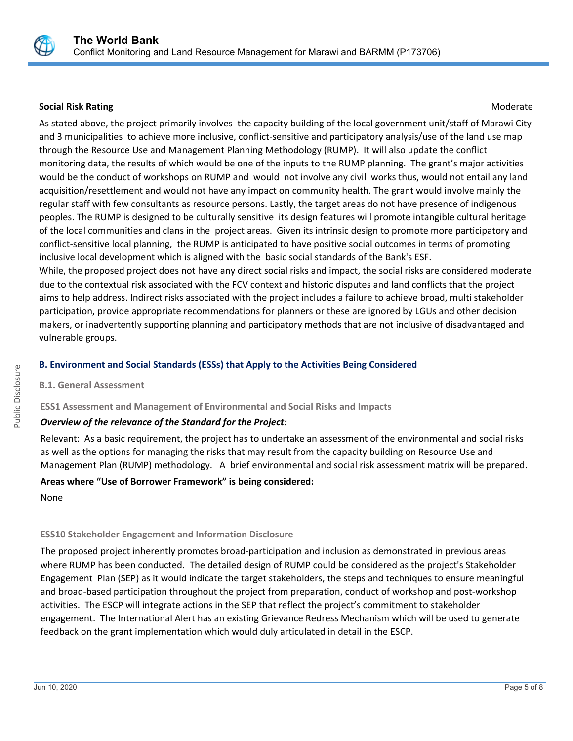**Social Risk Rating** Moderate

As stated above, the project primarily involves the capacity building of the local government unit/staff of Marawi City and 3 municipalities to achieve more inclusive, conflict-sensitive and participatory analysis/use of the land use map through the Resource Use and Management Planning Methodology (RUMP). It will also update the conflict monitoring data, the results of which would be one of the inputs to the RUMP planning. The grant's major activities would be the conduct of workshops on RUMP and would not involve any civil works thus, would not entail any land acquisition/resettlement and would not have any impact on community health. The grant would involve mainly the regular staff with few consultants as resource persons. Lastly, the target areas do not have presence of indigenous peoples. The RUMP is designed to be culturally sensitive its design features will promote intangible cultural heritage of the local communities and clans in the project areas. Given its intrinsic design to promote more participatory and conflict-sensitive local planning, the RUMP is anticipated to have positive social outcomes in terms of promoting inclusive local development which is aligned with the basic social standards of the Bank's ESF.

While, the proposed project does not have any direct social risks and impact, the social risks are considered moderate due to the contextual risk associated with the FCV context and historic disputes and land conflicts that the project aims to help address. Indirect risks associated with the project includes a failure to achieve broad, multi stakeholder participation, provide appropriate recommendations for planners or these are ignored by LGUs and other decision makers, or inadvertently supporting planning and participatory methods that are not inclusive of disadvantaged and vulnerable groups.

## B. Environment and Social Standards (ESSs) that Apply to the Activities Being Considered

### B.1. General Assessment

#### ESS1 Assessment and Management of Environmental and Social Risks and Impacts

***Overview of the relevance of the Standard for the Project:***

Relevant: As a basic requirement, the project has to undertake an assessment of the environmental and social risks as well as the options for managing the risks that may result from the capacity building on Resource Use and Management Plan (RUMP) methodology. A brief environmental and social risk assessment matrix will be prepared.

**Areas where "Use of Borrower Framework" is being considered:**

None

#### ESS10 Stakeholder Engagement and Information Disclosure

The proposed project inherently promotes broad-participation and inclusion as demonstrated in previous areas where RUMP has been conducted. The detailed design of RUMP could be considered as the project's Stakeholder Engagement Plan (SEP) as it would indicate the target stakeholders, the steps and techniques to ensure meaningful and broad-based participation throughout the project from preparation, conduct of workshop and post-workshop activities. The ESCP will integrate actions in the SEP that reflect the project's commitment to stakeholder engagement. The International Alert has an existing Grievance Redress Mechanism which will be used to generate feedback on the grant implementation which would duly articulated in detail in the ESCP.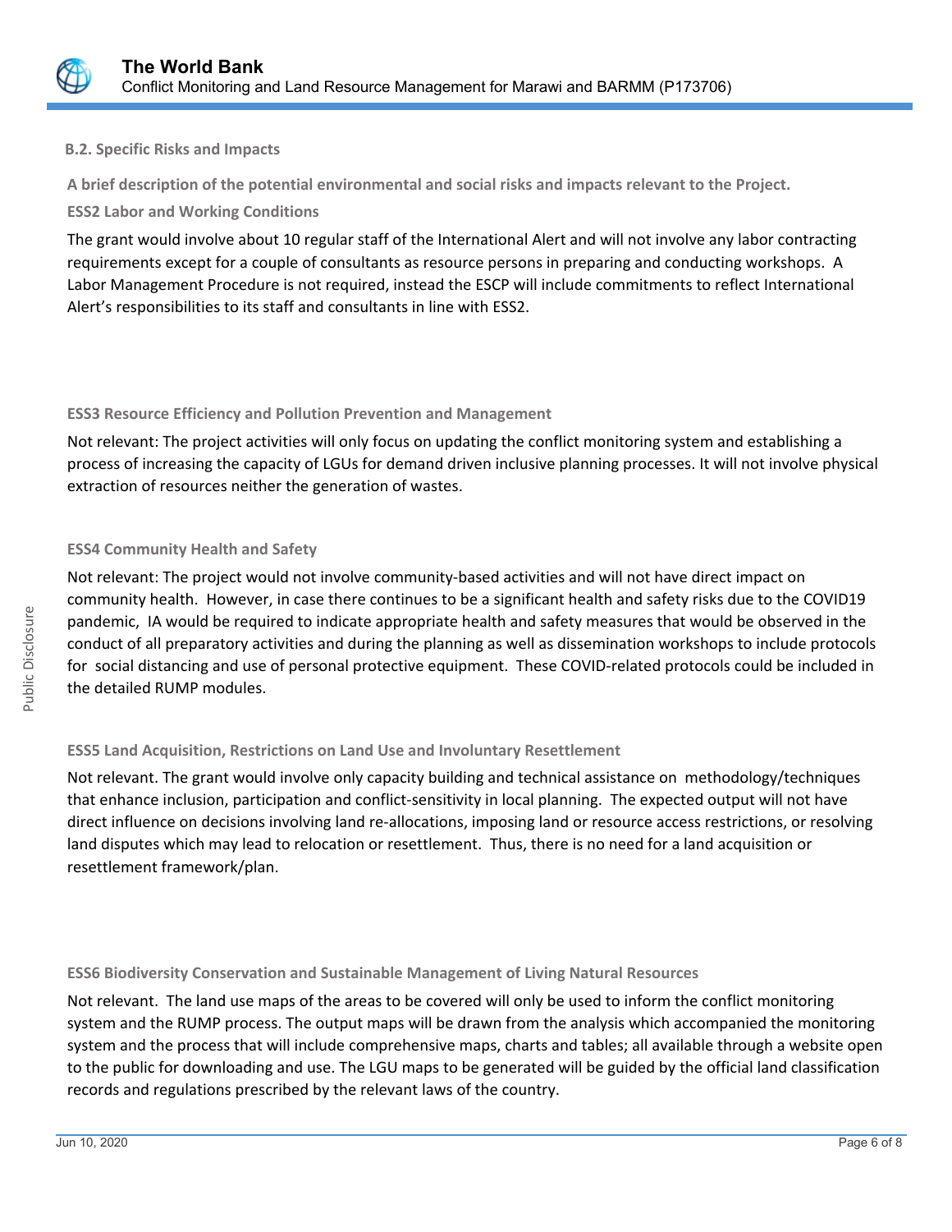### B.2. Specific Risks and Impacts

**A brief description of the potential environmental and social risks and impacts relevant to the Project.**

**ESS2 Labor and Working Conditions**

The grant would involve about 10 regular staff of the International Alert and will not involve any labor contracting requirements except for a couple of consultants as resource persons in preparing and conducting workshops. A Labor Management Procedure is not required, instead the ESCP will include commitments to reflect International Alert's responsibilities to its staff and consultants in line with ESS2.

**ESS3 Resource Efficiency and Pollution Prevention and Management**

Not relevant: The project activities will only focus on updating the conflict monitoring system and establishing a process of increasing the capacity of LGUs for demand driven inclusive planning processes. It will not involve physical extraction of resources neither the generation of wastes.

**ESS4 Community Health and Safety**

Not relevant: The project would not involve community-based activities and will not have direct impact on community health. However, in case there continues to be a significant health and safety risks due to the COVID19 pandemic, IA would be required to indicate appropriate health and safety measures that would be observed in the conduct of all preparatory activities and during the planning as well as dissemination workshops to include protocols for social distancing and use of personal protective equipment. These COVID-related protocols could be included in the detailed RUMP modules.

**ESS5 Land Acquisition, Restrictions on Land Use and Involuntary Resettlement**

Not relevant. The grant would involve only capacity building and technical assistance on methodology/techniques that enhance inclusion, participation and conflict-sensitivity in local planning. The expected output will not have direct influence on decisions involving land re-allocations, imposing land or resource access restrictions, or resolving land disputes which may lead to relocation or resettlement. Thus, there is no need for a land acquisition or resettlement framework/plan.

**ESS6 Biodiversity Conservation and Sustainable Management of Living Natural Resources**

Not relevant. The land use maps of the areas to be covered will only be used to inform the conflict monitoring system and the RUMP process. The output maps will be drawn from the analysis which accompanied the monitoring system and the process that will include comprehensive maps, charts and tables; all available through a website open to the public for downloading and use. The LGU maps to be generated will be guided by the official land classification records and regulations prescribed by the relevant laws of the country.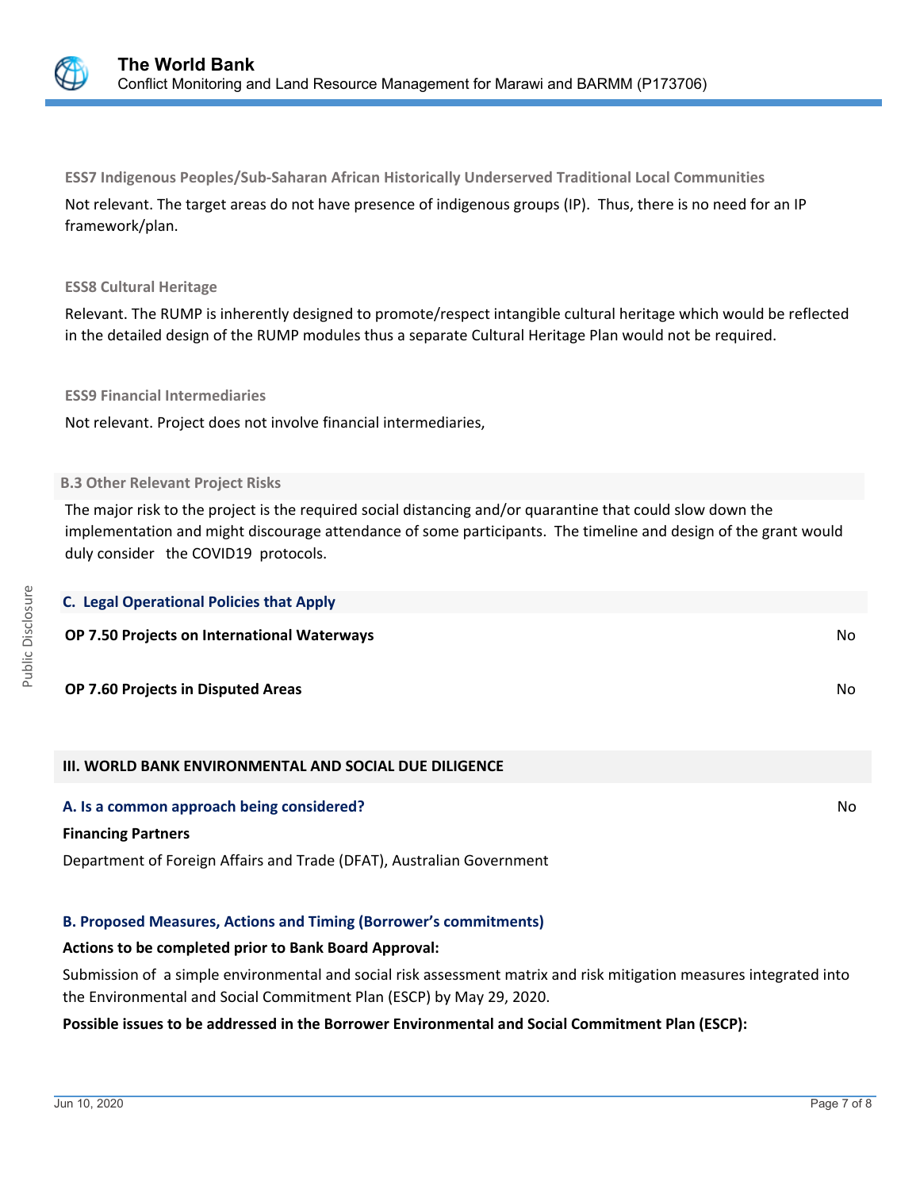**ESS7 Indigenous Peoples/Sub-Saharan African Historically Underserved Traditional Local Communities**

Not relevant. The target areas do not have presence of indigenous groups (IP). Thus, there is no need for an IP framework/plan.

**ESS8 Cultural Heritage**

Relevant. The RUMP is inherently designed to promote/respect intangible cultural heritage which would be reflected in the detailed design of the RUMP modules thus a separate Cultural Heritage Plan would not be required.

**ESS9 Financial Intermediaries**

Not relevant. Project does not involve financial intermediaries,

### B.3 Other Relevant Project Risks

The major risk to the project is the required social distancing and/or quarantine that could slow down the implementation and might discourage attendance of some participants. The timeline and design of the grant would duly consider the COVID19 protocols.

### C. Legal Operational Policies that Apply

| | |
|---|---|
| **OP 7.50 Projects on International Waterways** | No |
| **OP 7.60 Projects in Disputed Areas** | No |

## III. WORLD BANK ENVIRONMENTAL AND SOCIAL DUE DILIGENCE

### A. Is a common approach being considered? — No

**Financing Partners**

Department of Foreign Affairs and Trade (DFAT), Australian Government

### B. Proposed Measures, Actions and Timing (Borrower's commitments)

**Actions to be completed prior to Bank Board Approval:**

Submission of a simple environmental and social risk assessment matrix and risk mitigation measures integrated into the Environmental and Social Commitment Plan (ESCP) by May 29, 2020.

**Possible issues to be addressed in the Borrower Environmental and Social Commitment Plan (ESCP):**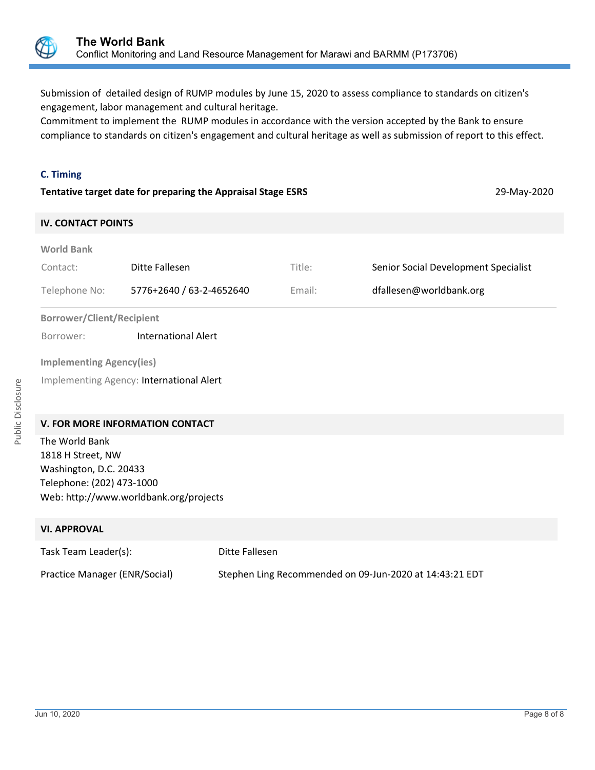Submission of detailed design of RUMP modules by June 15, 2020 to assess compliance to standards on citizen's engagement, labor management and cultural heritage.
Commitment to implement the RUMP modules in accordance with the version accepted by the Bank to ensure compliance to standards on citizen's engagement and cultural heritage as well as submission of report to this effect.

### C. Timing

**Tentative target date for preparing the Appraisal Stage ESRS** 29-May-2020

## IV. CONTACT POINTS

**World Bank**

| | | | |
|---|---|---|---|
| Contact: | Ditte Fallesen | Title: | Senior Social Development Specialist |
| Telephone No: | 5776+2640 / 63-2-4652640 | Email: | dfallesen@worldbank.org |

**Borrower/Client/Recipient**

Borrower: International Alert

**Implementing Agency(ies)**

Implementing Agency: International Alert

## V. FOR MORE INFORMATION CONTACT

The World Bank
1818 H Street, NW
Washington, D.C. 20433
Telephone: (202) 473-1000
Web: http://www.worldbank.org/projects

## VI. APPROVAL

| | |
|---|---|
| Task Team Leader(s): | Ditte Fallesen |
| Practice Manager (ENR/Social) | Stephen Ling Recommended on 09-Jun-2020 at 14:43:21 EDT |